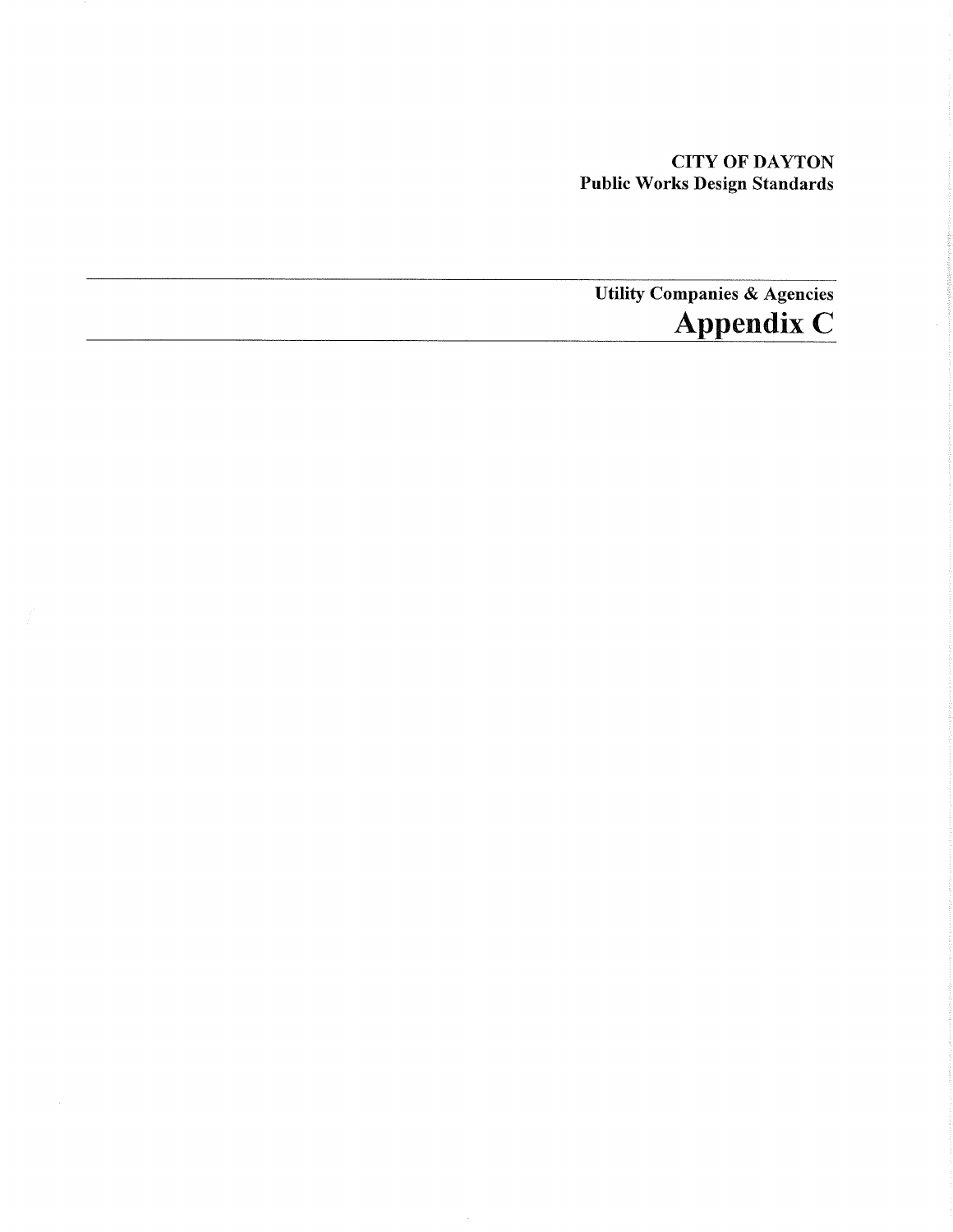**CITY OF DAYTON**
**Public Works Design Standards**

---

**Utility Companies & Agencies**

# Appendix C

---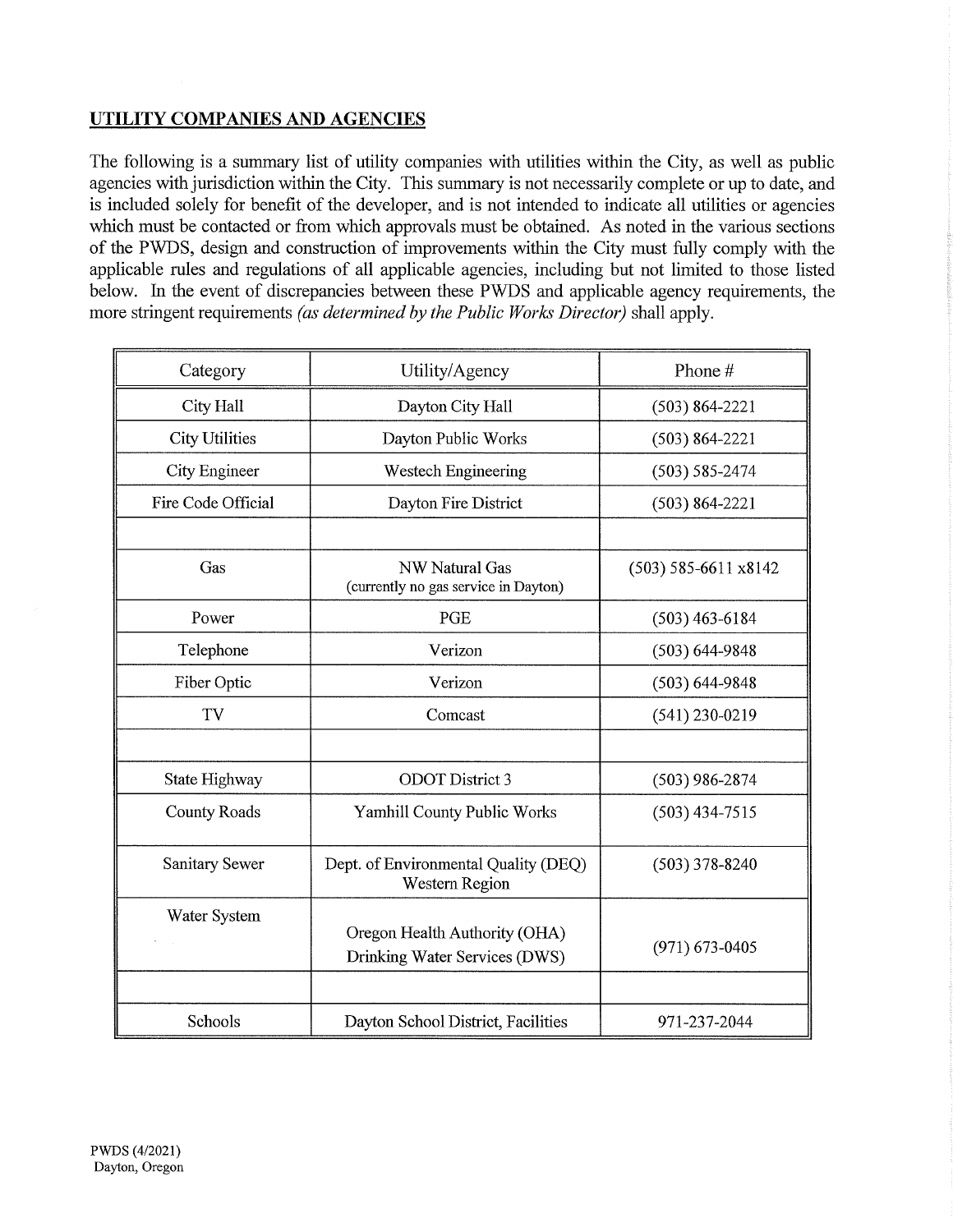## UTILITY COMPANIES AND AGENCIES

The following is a summary list of utility companies with utilities within the City, as well as public agencies with jurisdiction within the City. This summary is not necessarily complete or up to date, and is included solely for benefit of the developer, and is not intended to indicate all utilities or agencies which must be contacted or from which approvals must be obtained. As noted in the various sections of the PWDS, design and construction of improvements within the City must fully comply with the applicable rules and regulations of all applicable agencies, including but not limited to those listed below. In the event of discrepancies between these PWDS and applicable agency requirements, the more stringent requirements *(as determined by the Public Works Director)* shall apply.

| Category | Utility/Agency | Phone # |
|---|---|---|
| City Hall | Dayton City Hall | (503) 864-2221 |
| City Utilities | Dayton Public Works | (503) 864-2221 |
| City Engineer | Westech Engineering | (503) 585-2474 |
| Fire Code Official | Dayton Fire District | (503) 864-2221 |
| | | |
| Gas | NW Natural Gas (currently no gas service in Dayton) | (503) 585-6611 x8142 |
| Power | PGE | (503) 463-6184 |
| Telephone | Verizon | (503) 644-9848 |
| Fiber Optic | Verizon | (503) 644-9848 |
| TV | Comcast | (541) 230-0219 |
| | | |
| State Highway | ODOT District 3 | (503) 986-2874 |
| County Roads | Yamhill County Public Works | (503) 434-7515 |
| Sanitary Sewer | Dept. of Environmental Quality (DEQ) Western Region | (503) 378-8240 |
| Water System | Oregon Health Authority (OHA) Drinking Water Services (DWS) | (971) 673-0405 |
| | | |
| Schools | Dayton School District, Facilities | 971-237-2044 |

PWDS (4/2021)
Dayton, Oregon